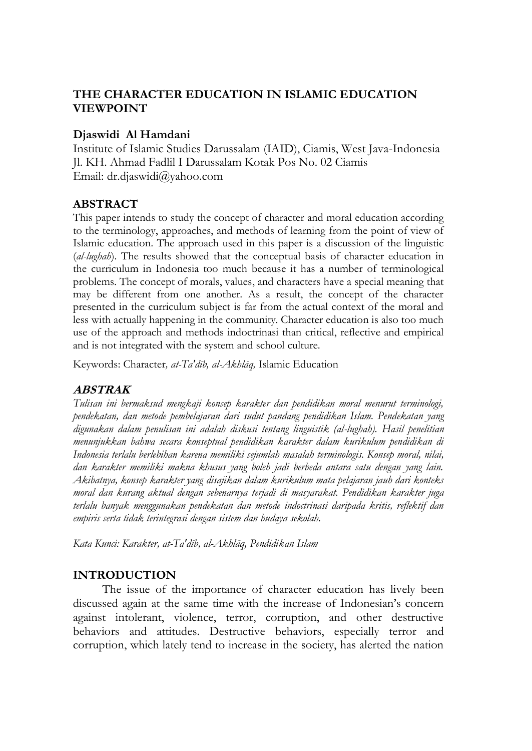# THE CHARACTER EDUCATION IN ISLAMIC EDUCATION VIEWPOINT

**Djaswidi Al Hamdani**

Institute of Islamic Studies Darussalam (IAID), Ciamis, West Java-Indonesia
Jl. KH. Ahmad Fadlil I Darussalam Kotak Pos No. 02 Ciamis
Email: dr.djaswidi@yahoo.com

## ABSTRACT

This paper intends to study the concept of character and moral education according to the terminology, approaches, and methods of learning from the point of view of Islamic education. The approach used in this paper is a discussion of the linguistic (*al-lughah*). The results showed that the conceptual basis of character education in the curriculum in Indonesia too much because it has a number of terminological problems. The concept of morals, values, and characters have a special meaning that may be different from one another. As a result, the concept of the character presented in the curriculum subject is far from the actual context of the moral and less with actually happening in the community. Character education is also too much use of the approach and methods indoctrinasi than critical, reflective and empirical and is not integrated with the system and school culture.

Keywords: Character, *at-Ta'dīb, al-Akhlāq,* Islamic Education

## *ABSTRAK*

*Tulisan ini bermaksud mengkaji konsep karakter dan pendidikan moral menurut terminologi, pendekatan, dan metode pembelajaran dari sudut pandang pendidikan Islam. Pendekatan yang digunakan dalam penulisan ini adalah diskusi tentang linguistik (al-lughah). Hasil penelitian menunjukkan bahwa secara konseptual pendidikan karakter dalam kurikulum pendidikan di Indonesia terlalu berlebihan karena memiliki sejumlah masalah terminologis. Konsep moral, nilai, dan karakter memiliki makna khusus yang boleh jadi berbeda antara satu dengan yang lain. Akibatnya, konsep karakter yang disajikan dalam kurikulum mata pelajaran jauh dari konteks moral dan kurang aktual dengan sebenarnya terjadi di masyarakat. Pendidikan karakter juga terlalu banyak menggunakan pendekatan dan metode indoctrinasi daripada kritis, reflektif dan empiris serta tidak terintegrasi dengan sistem dan budaya sekolah.*

*Kata Kunci: Karakter, at-Ta'dīb, al-Akhlāq, Pendidikan Islam*

## INTRODUCTION

The issue of the importance of character education has lively been discussed again at the same time with the increase of Indonesian's concern against intolerant, violence, terror, corruption, and other destructive behaviors and attitudes. Destructive behaviors, especially terror and corruption, which lately tend to increase in the society, has alerted the nation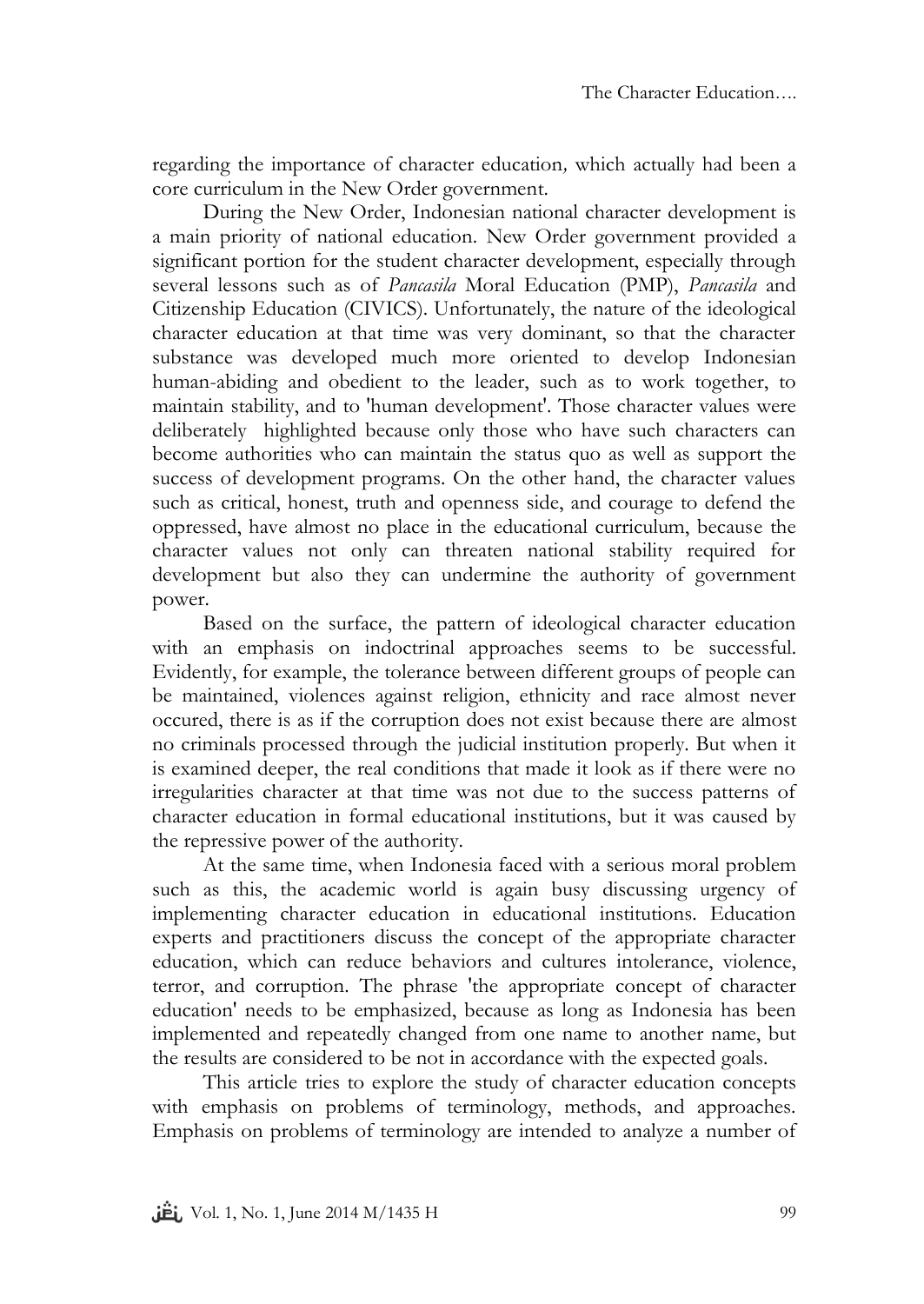regarding the importance of character education*,* which actually had been a core curriculum in the New Order government.

During the New Order, Indonesian national character development is a main priority of national education. New Order government provided a significant portion for the student character development, especially through several lessons such as of *Pancasila* Moral Education (PMP), *Pancasila* and Citizenship Education (CIVICS). Unfortunately, the nature of the ideological character education at that time was very dominant, so that the character substance was developed much more oriented to develop Indonesian human-abiding and obedient to the leader, such as to work together, to maintain stability, and to 'human development'. Those character values were deliberately highlighted because only those who have such characters can become authorities who can maintain the status quo as well as support the success of development programs. On the other hand, the character values such as critical, honest, truth and openness side, and courage to defend the oppressed, have almost no place in the educational curriculum, because the character values not only can threaten national stability required for development but also they can undermine the authority of government power.

Based on the surface, the pattern of ideological character education with an emphasis on indoctrinal approaches seems to be successful. Evidently, for example, the tolerance between different groups of people can be maintained, violences against religion, ethnicity and race almost never occured, there is as if the corruption does not exist because there are almost no criminals processed through the judicial institution properly. But when it is examined deeper, the real conditions that made it look as if there were no irregularities character at that time was not due to the success patterns of character education in formal educational institutions, but it was caused by the repressive power of the authority.

At the same time, when Indonesia faced with a serious moral problem such as this, the academic world is again busy discussing urgency of implementing character education in educational institutions. Education experts and practitioners discuss the concept of the appropriate character education, which can reduce behaviors and cultures intolerance, violence, terror, and corruption. The phrase 'the appropriate concept of character education' needs to be emphasized, because as long as Indonesia has been implemented and repeatedly changed from one name to another name, but the results are considered to be not in accordance with the expected goals.

This article tries to explore the study of character education concepts with emphasis on problems of terminology, methods, and approaches. Emphasis on problems of terminology are intended to analyze a number of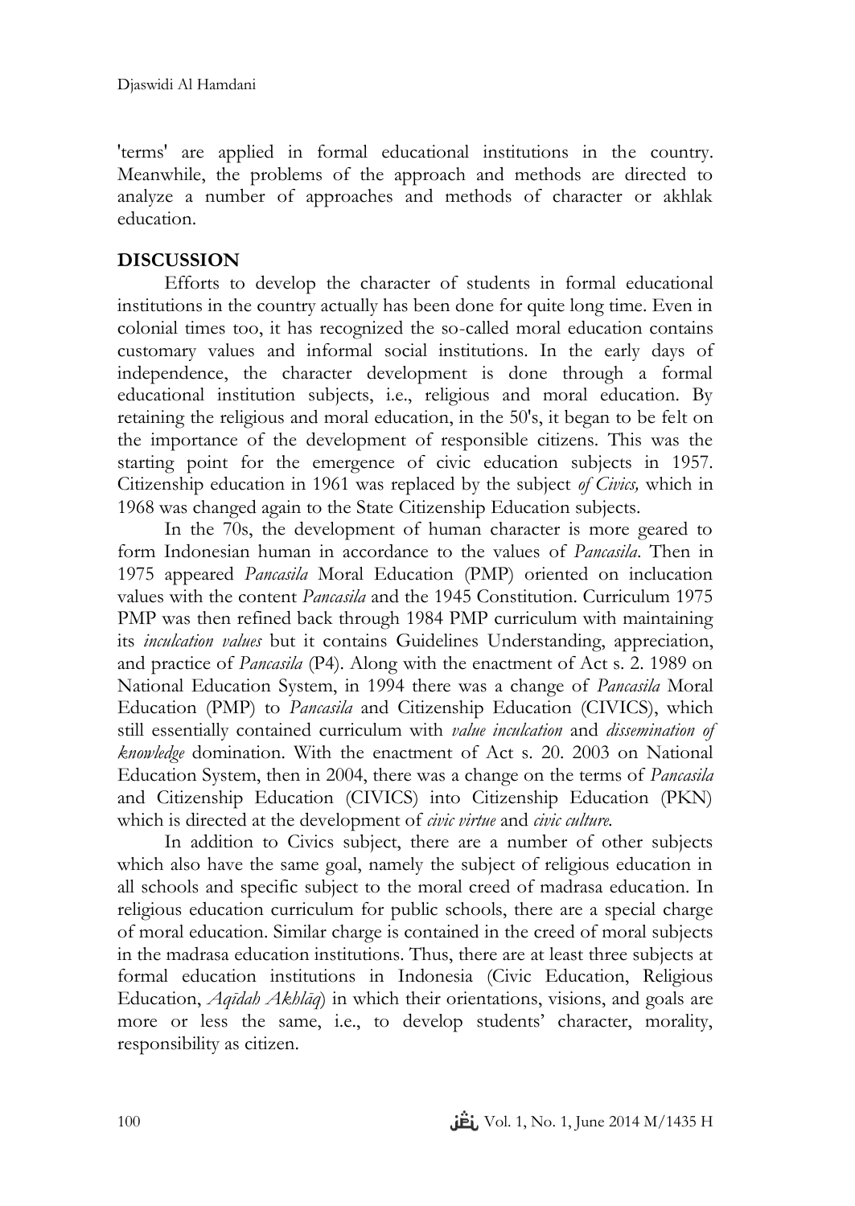'terms' are applied in formal educational institutions in the country. Meanwhile, the problems of the approach and methods are directed to analyze a number of approaches and methods of character or akhlak education.

## DISCUSSION

Efforts to develop the character of students in formal educational institutions in the country actually has been done for quite long time. Even in colonial times too, it has recognized the so-called moral education contains customary values and informal social institutions. In the early days of independence, the character development is done through a formal educational institution subjects, i.e., religious and moral education. By retaining the religious and moral education, in the 50's, it began to be felt on the importance of the development of responsible citizens. This was the starting point for the emergence of civic education subjects in 1957. Citizenship education in 1961 was replaced by the subject *of Civics,* which in 1968 was changed again to the State Citizenship Education subjects.

In the 70s, the development of human character is more geared to form Indonesian human in accordance to the values of *Pancasila*. Then in 1975 appeared *Pancasila* Moral Education (PMP) oriented on inclucation values with the content *Pancasila* and the 1945 Constitution. Curriculum 1975 PMP was then refined back through 1984 PMP curriculum with maintaining its *inculcation values* but it contains Guidelines Understanding, appreciation, and practice of *Pancasila* (P4). Along with the enactment of Act s. 2. 1989 on National Education System, in 1994 there was a change of *Pancasila* Moral Education (PMP) to *Pancasila* and Citizenship Education (CIVICS), which still essentially contained curriculum with *value inculcation* and *dissemination of knowledge* domination. With the enactment of Act s. 20. 2003 on National Education System, then in 2004, there was a change on the terms of *Pancasila* and Citizenship Education (CIVICS) into Citizenship Education (PKN) which is directed at the development of *civic virtue* and *civic culture.*

In addition to Civics subject, there are a number of other subjects which also have the same goal, namely the subject of religious education in all schools and specific subject to the moral creed of madrasa education. In religious education curriculum for public schools, there are a special charge of moral education. Similar charge is contained in the creed of moral subjects in the madrasa education institutions. Thus, there are at least three subjects at formal education institutions in Indonesia (Civic Education, Religious Education, *Aqīdah Akhlāq*) in which their orientations, visions, and goals are more or less the same, i.e., to develop students' character, morality, responsibility as citizen.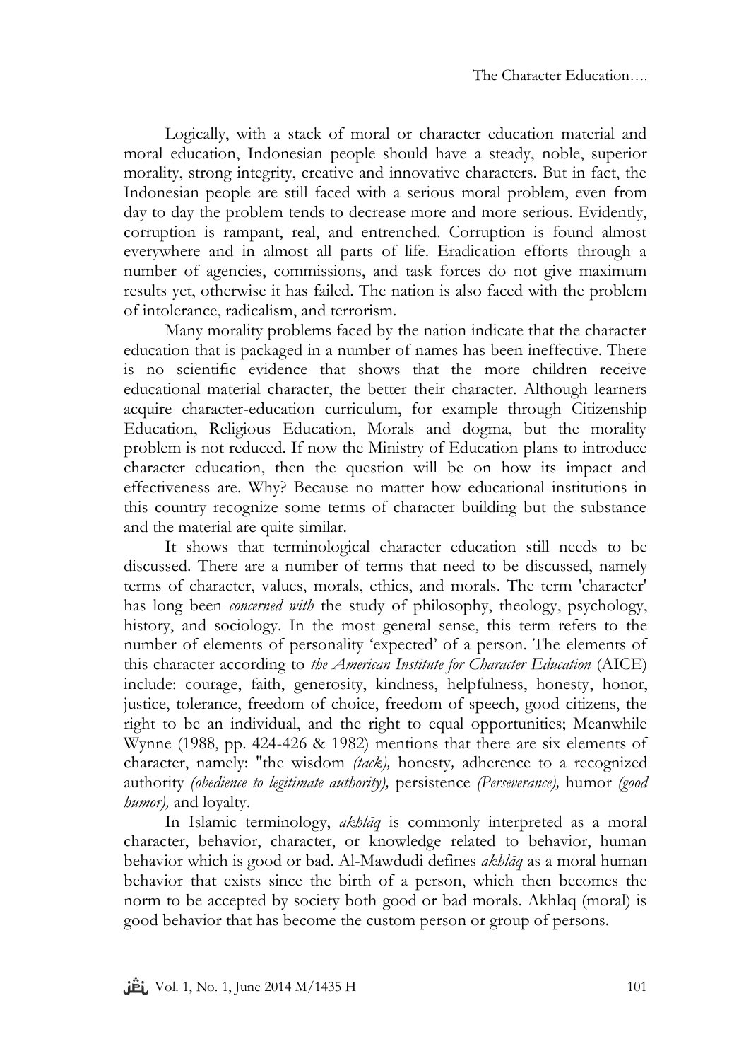Logically, with a stack of moral or character education material and moral education, Indonesian people should have a steady, noble, superior morality, strong integrity, creative and innovative characters. But in fact, the Indonesian people are still faced with a serious moral problem, even from day to day the problem tends to decrease more and more serious. Evidently, corruption is rampant, real, and entrenched. Corruption is found almost everywhere and in almost all parts of life. Eradication efforts through a number of agencies, commissions, and task forces do not give maximum results yet, otherwise it has failed. The nation is also faced with the problem of intolerance, radicalism, and terrorism.

Many morality problems faced by the nation indicate that the character education that is packaged in a number of names has been ineffective. There is no scientific evidence that shows that the more children receive educational material character, the better their character. Although learners acquire character-education curriculum, for example through Citizenship Education, Religious Education, Morals and dogma, but the morality problem is not reduced. If now the Ministry of Education plans to introduce character education, then the question will be on how its impact and effectiveness are. Why? Because no matter how educational institutions in this country recognize some terms of character building but the substance and the material are quite similar.

It shows that terminological character education still needs to be discussed. There are a number of terms that need to be discussed, namely terms of character, values, morals, ethics, and morals. The term 'character' has long been *concerned with* the study of philosophy, theology, psychology, history, and sociology. In the most general sense, this term refers to the number of elements of personality 'expected' of a person. The elements of this character according to *the American Institute for Character Education* (AICE) include: courage, faith, generosity, kindness, helpfulness, honesty, honor, justice, tolerance, freedom of choice, freedom of speech, good citizens, the right to be an individual, and the right to equal opportunities; Meanwhile Wynne (1988, pp. 424-426 & 1982) mentions that there are six elements of character, namely: "the wisdom *(tack),* honesty*,* adherence to a recognized authority *(obedience to legitimate authority)),* persistence *(Perseverance),* humor *(good humor),* and loyalty.

In Islamic terminology, *akhlāq* is commonly interpreted as a moral character, behavior, character, or knowledge related to behavior, human behavior which is good or bad. Al-Mawdudi defines *akhlāq* as a moral human behavior that exists since the birth of a person, which then becomes the norm to be accepted by society both good or bad morals. Akhlaq (moral) is good behavior that has become the custom person or group of persons.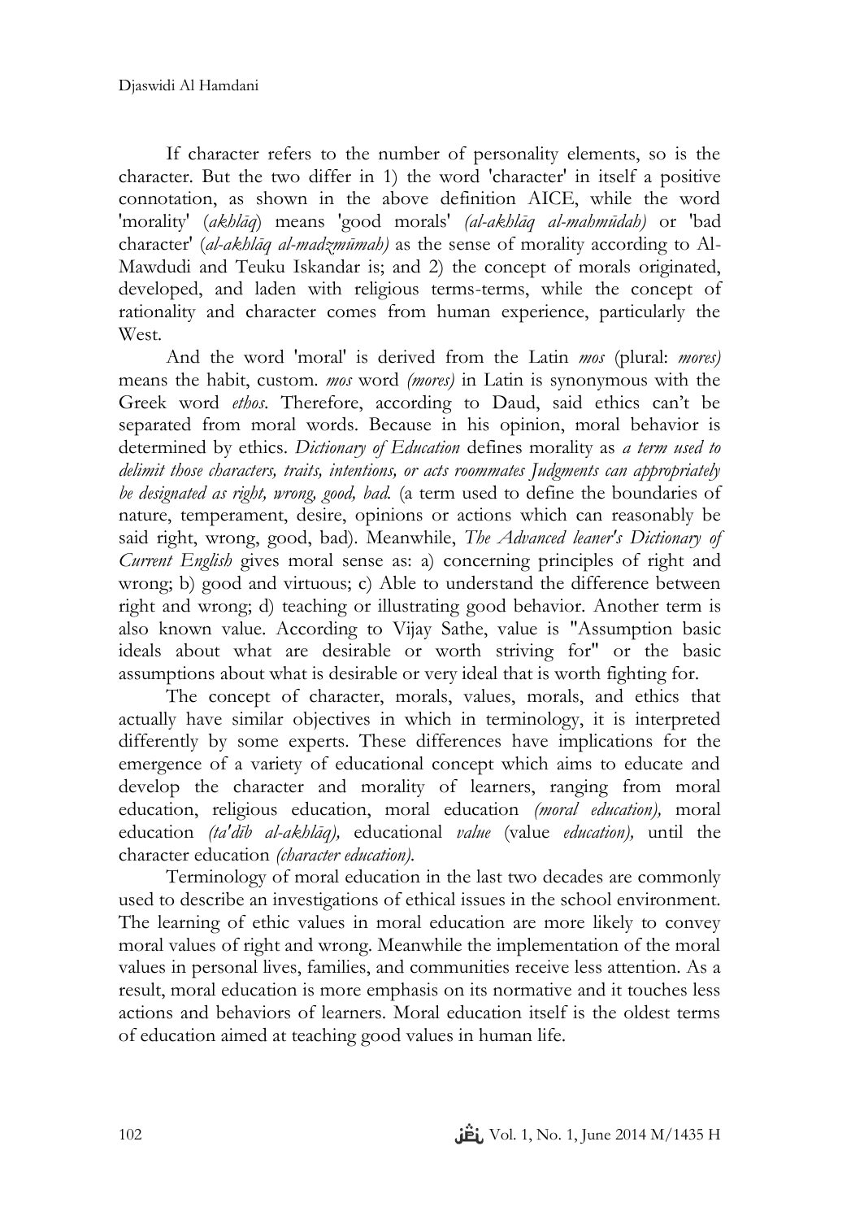If character refers to the number of personality elements, so is the character. But the two differ in 1) the word 'character' in itself a positive connotation, as shown in the above definition AICE, while the word 'morality' (*akhlāq*) means 'good morals' *(al-akhlāq al-mahmūdah)* or 'bad character' (*al-akhlāq al-madzmūmah)* as the sense of morality according to Al-Mawdudi and Teuku Iskandar is; and 2) the concept of morals originated, developed, and laden with religious terms-terms, while the concept of rationality and character comes from human experience, particularly the West.

And the word 'moral' is derived from the Latin *mos* (plural: *mores)* means the habit, custom. *mos* word *(mores)* in Latin is synonymous with the Greek word *ethos*. Therefore, according to Daud, said ethics can't be separated from moral words. Because in his opinion, moral behavior is determined by ethics. *Dictionary of Education* defines morality as *a term used to delimit those characters, traits, intentions, or acts roommates Judgments can appropriately be designated as right, wrong, good, bad.* (a term used to define the boundaries of nature, temperament, desire, opinions or actions which can reasonably be said right, wrong, good, bad). Meanwhile, *The Advanced leaner's Dictionary of Current English* gives moral sense as: a) concerning principles of right and wrong; b) good and virtuous; c) Able to understand the difference between right and wrong; d) teaching or illustrating good behavior. Another term is also known value. According to Vijay Sathe, value is "Assumption basic ideals about what are desirable or worth striving for" or the basic assumptions about what is desirable or very ideal that is worth fighting for.

The concept of character, morals, values, morals, and ethics that actually have similar objectives in which in terminology, it is interpreted differently by some experts. These differences have implications for the emergence of a variety of educational concept which aims to educate and develop the character and morality of learners, ranging from moral education, religious education, moral education *(moral education),* moral education *(ta'dīb al-akhlāq),* educational *value* (value *education),* until the character education *(character education).*

Terminology of moral education in the last two decades are commonly used to describe an investigations of ethical issues in the school environment. The learning of ethic values in moral education are more likely to convey moral values of right and wrong. Meanwhile the implementation of the moral values in personal lives, families, and communities receive less attention. As a result, moral education is more emphasis on its normative and it touches less actions and behaviors of learners. Moral education itself is the oldest terms of education aimed at teaching good values in human life.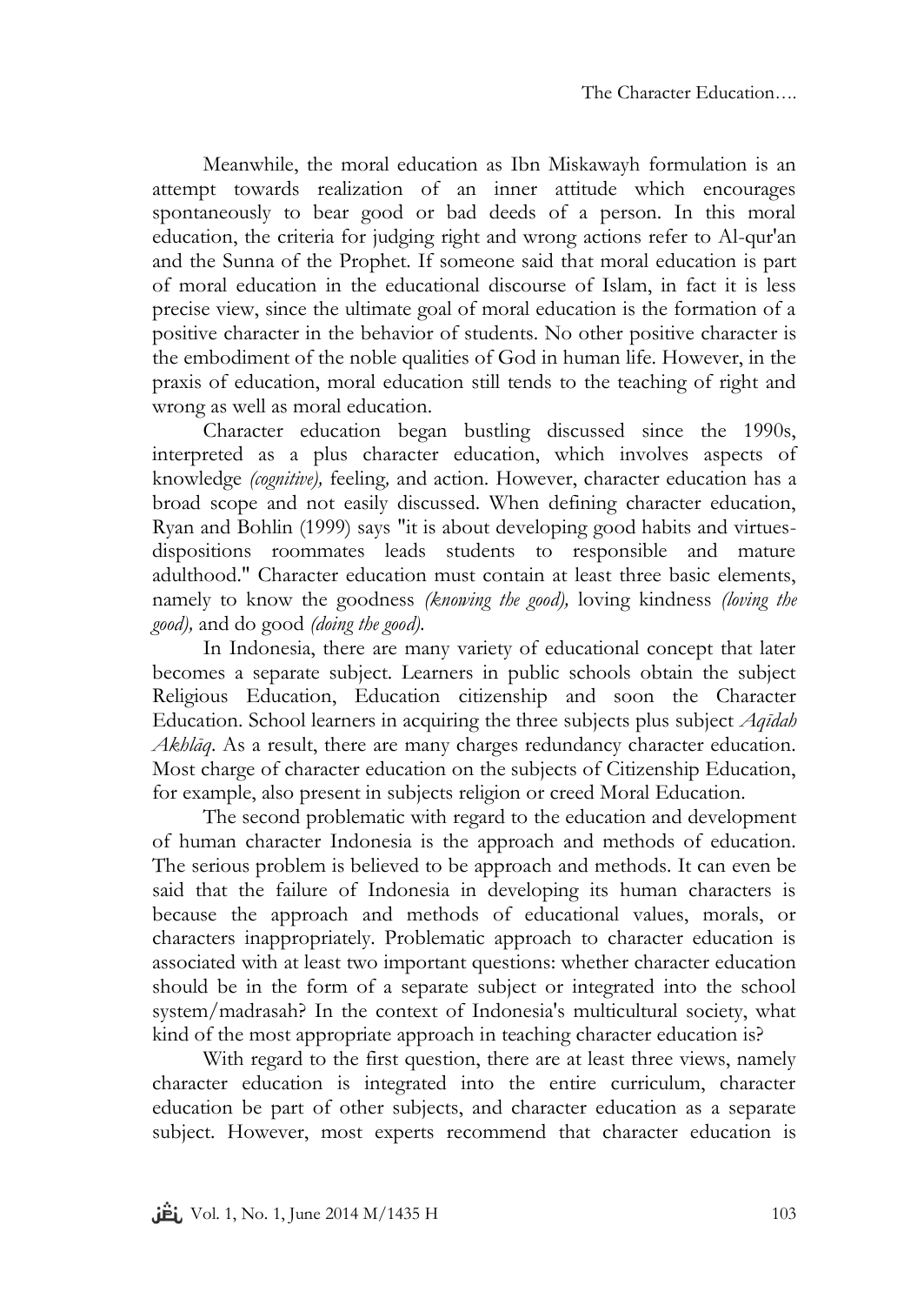Meanwhile, the moral education as Ibn Miskawayh formulation is an attempt towards realization of an inner attitude which encourages spontaneously to bear good or bad deeds of a person. In this moral education, the criteria for judging right and wrong actions refer to Al-qur'an and the Sunna of the Prophet. If someone said that moral education is part of moral education in the educational discourse of Islam, in fact it is less precise view, since the ultimate goal of moral education is the formation of a positive character in the behavior of students. No other positive character is the embodiment of the noble qualities of God in human life. However, in the praxis of education, moral education still tends to the teaching of right and wrong as well as moral education.

Character education began bustling discussed since the 1990s, interpreted as a plus character education, which involves aspects of knowledge *(cognitive),* feeling, and action. However, character education has a broad scope and not easily discussed. When defining character education, Ryan and Bohlin (1999) says "it is about developing good habits and virtues-dispositions roommates leads students to responsible and mature adulthood." Character education must contain at least three basic elements, namely to know the goodness *(knowing the good),* loving kindness *(loving the good),* and do good *(doing the good).*

In Indonesia, there are many variety of educational concept that later becomes a separate subject. Learners in public schools obtain the subject Religious Education, Education citizenship and soon the Character Education. School learners in acquiring the three subjects plus subject *Aqīdah Akhlāq*. As a result, there are many charges redundancy character education. Most charge of character education on the subjects of Citizenship Education, for example, also present in subjects religion or creed Moral Education.

The second problematic with regard to the education and development of human character Indonesia is the approach and methods of education. The serious problem is believed to be approach and methods. It can even be said that the failure of Indonesia in developing its human characters is because the approach and methods of educational values, morals, or characters inappropriately. Problematic approach to character education is associated with at least two important questions: whether character education should be in the form of a separate subject or integrated into the school system/madrasah? In the context of Indonesia's multicultural society, what kind of the most appropriate approach in teaching character education is?

With regard to the first question, there are at least three views, namely character education is integrated into the entire curriculum, character education be part of other subjects, and character education as a separate subject. However, most experts recommend that character education is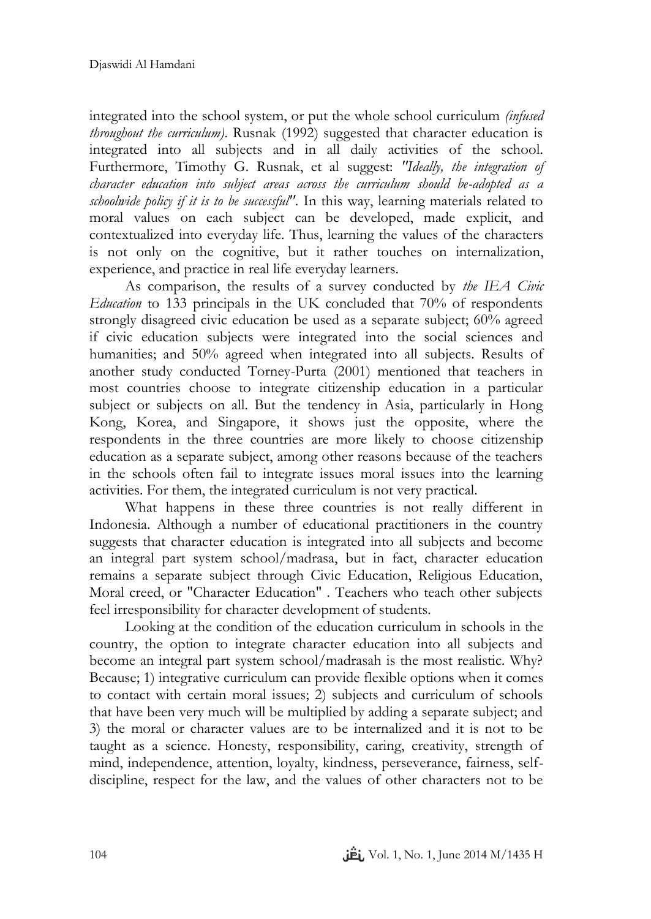integrated into the school system, or put the whole school curriculum *(infused throughout the curriculum)*. Rusnak (1992) suggested that character education is integrated into all subjects and in all daily activities of the school. Furthermore, Timothy G. Rusnak, et al suggest: *"Ideally, the integration of character education into subject areas across the curriculum should be-adopted as a schoolwide policy if it is to be successful"*. In this way, learning materials related to moral values on each subject can be developed, made explicit, and contextualized into everyday life. Thus, learning the values of the characters is not only on the cognitive, but it rather touches on internalization, experience, and practice in real life everyday learners.

As comparison, the results of a survey conducted by *the IEA Civic Education* to 133 principals in the UK concluded that 70% of respondents strongly disagreed civic education be used as a separate subject; 60% agreed if civic education subjects were integrated into the social sciences and humanities; and 50% agreed when integrated into all subjects. Results of another study conducted Torney-Purta (2001) mentioned that teachers in most countries choose to integrate citizenship education in a particular subject or subjects on all. But the tendency in Asia, particularly in Hong Kong, Korea, and Singapore, it shows just the opposite, where the respondents in the three countries are more likely to choose citizenship education as a separate subject, among other reasons because of the teachers in the schools often fail to integrate issues moral issues into the learning activities. For them, the integrated curriculum is not very practical.

What happens in these three countries is not really different in Indonesia. Although a number of educational practitioners in the country suggests that character education is integrated into all subjects and become an integral part system school/madrasa, but in fact, character education remains a separate subject through Civic Education, Religious Education, Moral creed, or "Character Education" . Teachers who teach other subjects feel irresponsibility for character development of students.

Looking at the condition of the education curriculum in schools in the country, the option to integrate character education into all subjects and become an integral part system school/madrasah is the most realistic. Why? Because; 1) integrative curriculum can provide flexible options when it comes to contact with certain moral issues; 2) subjects and curriculum of schools that have been very much will be multiplied by adding a separate subject; and 3) the moral or character values are to be internalized and it is not to be taught as a science. Honesty, responsibility, caring, creativity, strength of mind, independence, attention, loyalty, kindness, perseverance, fairness, self-discipline, respect for the law, and the values of other characters not to be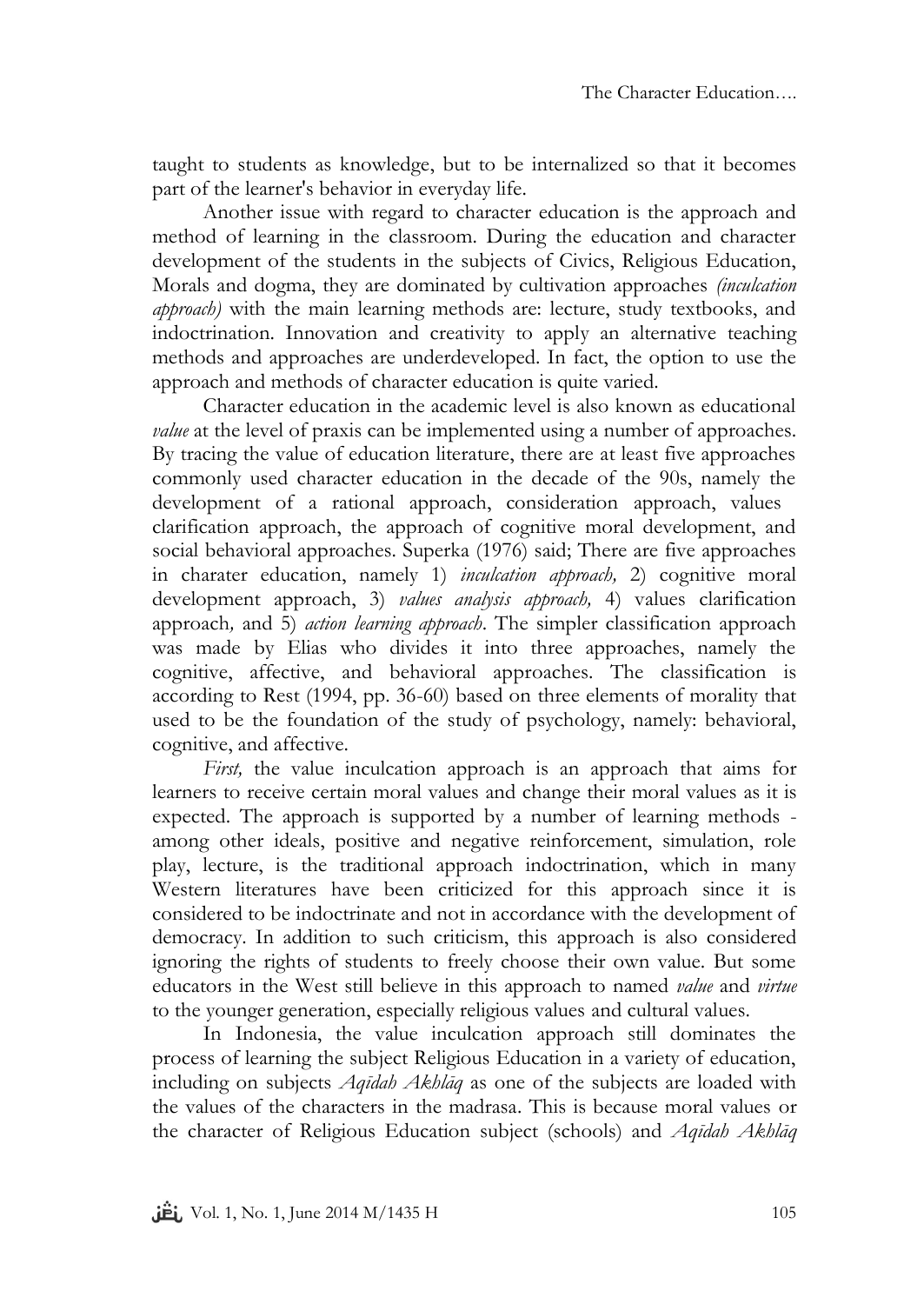taught to students as knowledge, but to be internalized so that it becomes part of the learner's behavior in everyday life.

Another issue with regard to character education is the approach and method of learning in the classroom. During the education and character development of the students in the subjects of Civics, Religious Education, Morals and dogma, they are dominated by cultivation approaches *(inculcation approach)* with the main learning methods are: lecture, study textbooks, and indoctrination. Innovation and creativity to apply an alternative teaching methods and approaches are underdeveloped. In fact, the option to use the approach and methods of character education is quite varied.

Character education in the academic level is also known as educational *value* at the level of praxis can be implemented using a number of approaches. By tracing the value of education literature, there are at least five approaches commonly used character education in the decade of the 90s, namely the development of a rational approach, consideration approach, values clarification approach, the approach of cognitive moral development, and social behavioral approaches. Superka (1976) said; There are five approaches in charater education, namely 1) *inculcation approach,* 2) cognitive moral development approach, 3) *values analysis approach,* 4) values clarification approach*,* and 5) *action learning approach*. The simpler classification approach was made by Elias who divides it into three approaches, namely the cognitive, affective, and behavioral approaches. The classification is according to Rest (1994, pp. 36-60) based on three elements of morality that used to be the foundation of the study of psychology, namely: behavioral, cognitive, and affective.

*First,* the value inculcation approach is an approach that aims for learners to receive certain moral values and change their moral values as it is expected. The approach is supported by a number of learning methods - among other ideals, positive and negative reinforcement, simulation, role play, lecture, is the traditional approach indoctrination, which in many Western literatures have been criticized for this approach since it is considered to be indoctrinate and not in accordance with the development of democracy. In addition to such criticism, this approach is also considered ignoring the rights of students to freely choose their own value. But some educators in the West still believe in this approach to named *value* and *virtue* to the younger generation, especially religious values and cultural values.

In Indonesia, the value inculcation approach still dominates the process of learning the subject Religious Education in a variety of education, including on subjects *Aqīdah Akhlāq* as one of the subjects are loaded with the values of the characters in the madrasa. This is because moral values or the character of Religious Education subject (schools) and *Aqīdah Akhlāq*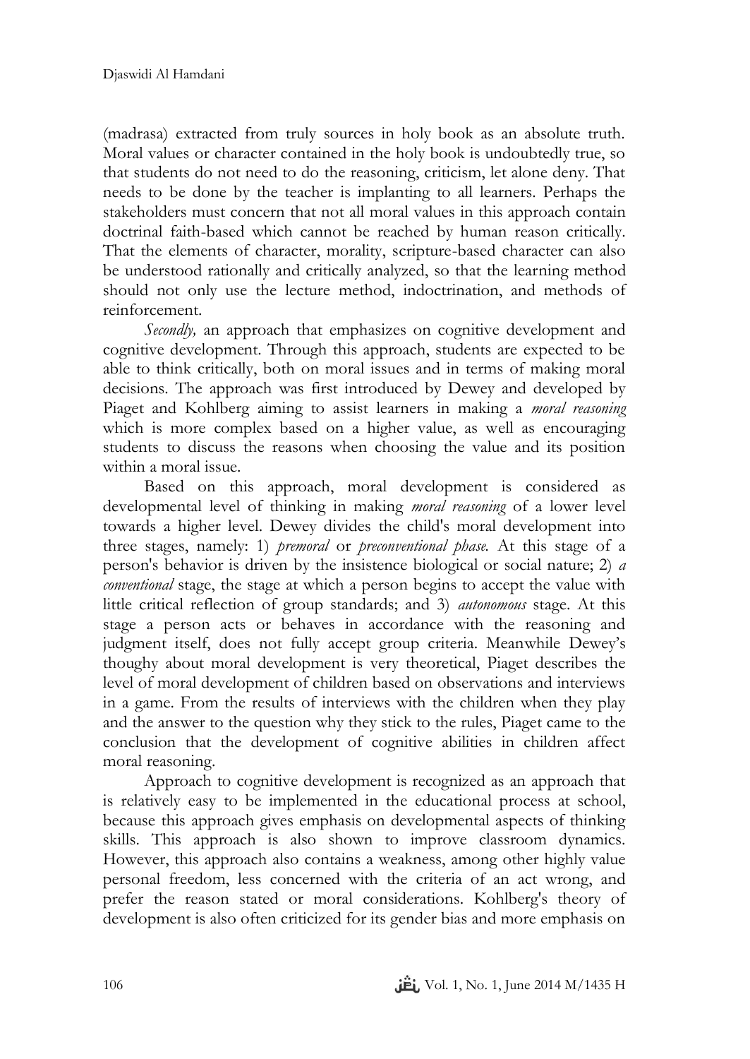(madrasa) extracted from truly sources in holy book as an absolute truth. Moral values or character contained in the holy book is undoubtedly true, so that students do not need to do the reasoning, criticism, let alone deny. That needs to be done by the teacher is implanting to all learners. Perhaps the stakeholders must concern that not all moral values in this approach contain doctrinal faith-based which cannot be reached by human reason critically. That the elements of character, morality, scripture-based character can also be understood rationally and critically analyzed, so that the learning method should not only use the lecture method, indoctrination, and methods of reinforcement.

*Secondly,* an approach that emphasizes on cognitive development and cognitive development. Through this approach, students are expected to be able to think critically, both on moral issues and in terms of making moral decisions. The approach was first introduced by Dewey and developed by Piaget and Kohlberg aiming to assist learners in making a *moral reasoning* which is more complex based on a higher value, as well as encouraging students to discuss the reasons when choosing the value and its position within a moral issue.

Based on this approach, moral development is considered as developmental level of thinking in making *moral reasoning* of a lower level towards a higher level. Dewey divides the child's moral development into three stages, namely: 1) *premoral* or *preconventional phase.* At this stage of a person's behavior is driven by the insistence biological or social nature; 2) *a conventional* stage, the stage at which a person begins to accept the value with little critical reflection of group standards; and 3) *autonomous* stage. At this stage a person acts or behaves in accordance with the reasoning and judgment itself, does not fully accept group criteria. Meanwhile Dewey's thoughy about moral development is very theoretical, Piaget describes the level of moral development of children based on observations and interviews in a game. From the results of interviews with the children when they play and the answer to the question why they stick to the rules, Piaget came to the conclusion that the development of cognitive abilities in children affect moral reasoning.

Approach to cognitive development is recognized as an approach that is relatively easy to be implemented in the educational process at school, because this approach gives emphasis on developmental aspects of thinking skills. This approach is also shown to improve classroom dynamics. However, this approach also contains a weakness, among other highly value personal freedom, less concerned with the criteria of an act wrong, and prefer the reason stated or moral considerations. Kohlberg's theory of development is also often criticized for its gender bias and more emphasis on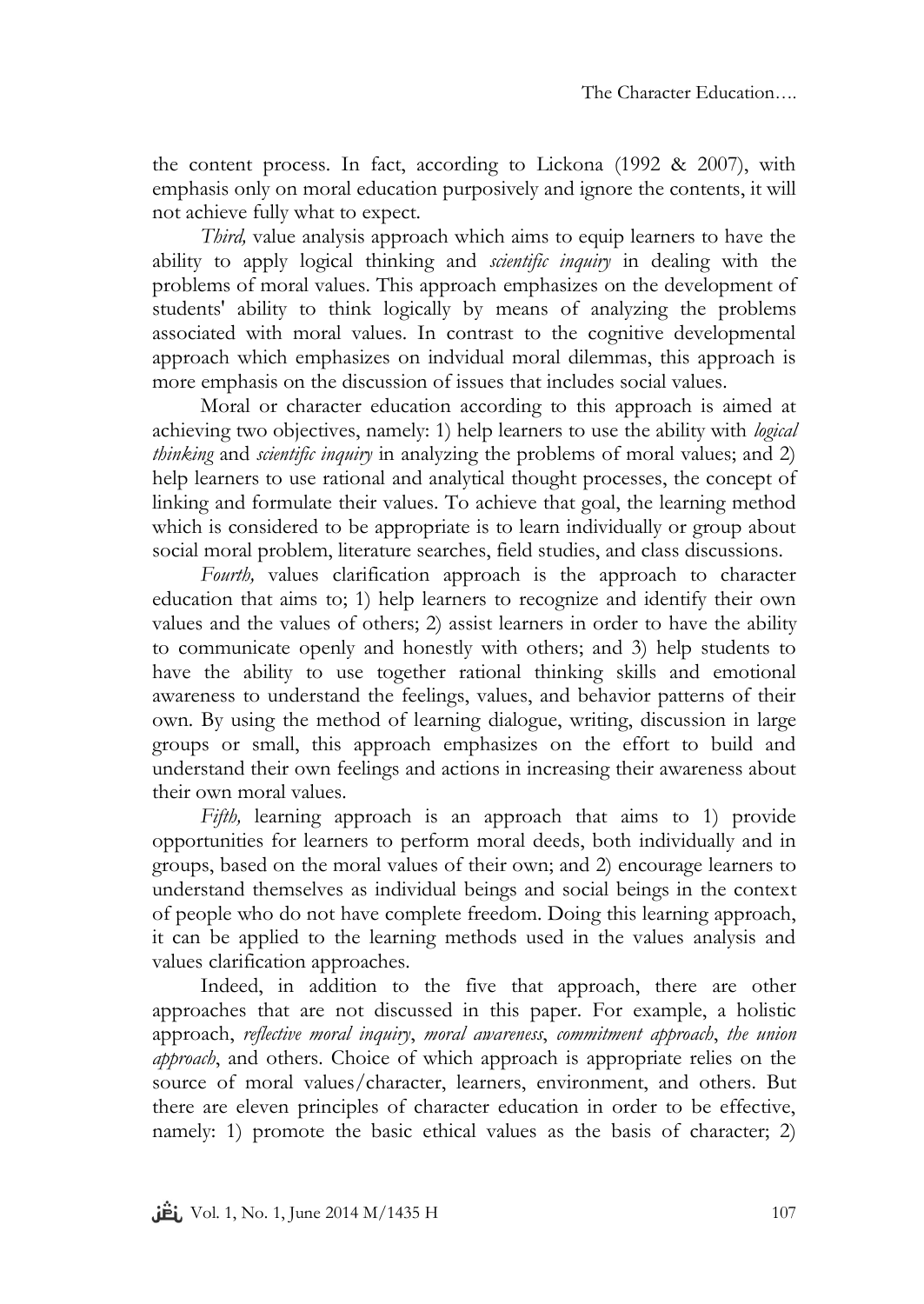the content process. In fact, according to Lickona (1992 & 2007), with emphasis only on moral education purposively and ignore the contents, it will not achieve fully what to expect.

*Third,* value analysis approach which aims to equip learners to have the ability to apply logical thinking and *scientific inquiry* in dealing with the problems of moral values. This approach emphasizes on the development of students' ability to think logically by means of analyzing the problems associated with moral values. In contrast to the cognitive developmental approach which emphasizes on indvidual moral dilemmas, this approach is more emphasis on the discussion of issues that includes social values.

Moral or character education according to this approach is aimed at achieving two objectives, namely: 1) help learners to use the ability with *logical thinking* and *scientific inquiry* in analyzing the problems of moral values; and 2) help learners to use rational and analytical thought processes, the concept of linking and formulate their values. To achieve that goal, the learning method which is considered to be appropriate is to learn individually or group about social moral problem, literature searches, field studies, and class discussions.

*Fourth,* values clarification approach is the approach to character education that aims to; 1) help learners to recognize and identify their own values and the values of others; 2) assist learners in order to have the ability to communicate openly and honestly with others; and 3) help students to have the ability to use together rational thinking skills and emotional awareness to understand the feelings, values, and behavior patterns of their own. By using the method of learning dialogue, writing, discussion in large groups or small, this approach emphasizes on the effort to build and understand their own feelings and actions in increasing their awareness about their own moral values.

*Fifth,* learning approach is an approach that aims to 1) provide opportunities for learners to perform moral deeds, both individually and in groups, based on the moral values of their own; and 2) encourage learners to understand themselves as individual beings and social beings in the context of people who do not have complete freedom. Doing this learning approach, it can be applied to the learning methods used in the values analysis and values clarification approaches.

Indeed, in addition to the five that approach, there are other approaches that are not discussed in this paper. For example, a holistic approach, *reflective moral inquiry*, *moral awareness*, *commitment approach*, *the union approach*, and others. Choice of which approach is appropriate relies on the source of moral values/character, learners, environment, and others. But there are eleven principles of character education in order to be effective, namely: 1) promote the basic ethical values as the basis of character; 2)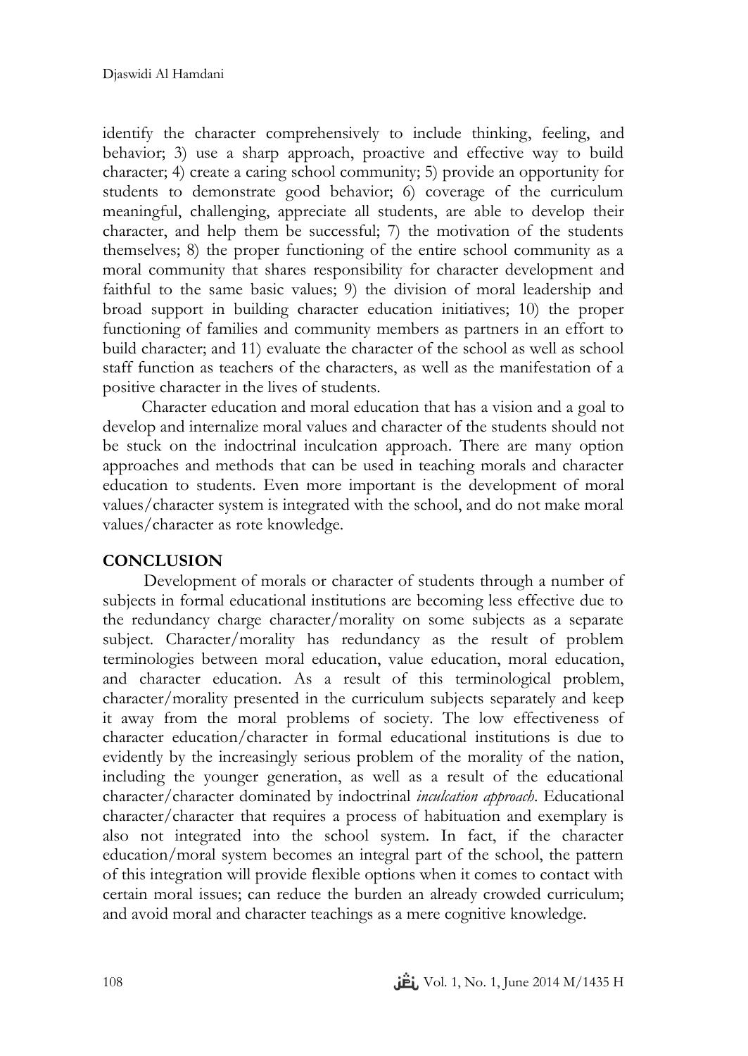identify the character comprehensively to include thinking, feeling, and behavior; 3) use a sharp approach, proactive and effective way to build character; 4) create a caring school community; 5) provide an opportunity for students to demonstrate good behavior; 6) coverage of the curriculum meaningful, challenging, appreciate all students, are able to develop their character, and help them be successful; 7) the motivation of the students themselves; 8) the proper functioning of the entire school community as a moral community that shares responsibility for character development and faithful to the same basic values; 9) the division of moral leadership and broad support in building character education initiatives; 10) the proper functioning of families and community members as partners in an effort to build character; and 11) evaluate the character of the school as well as school staff function as teachers of the characters, as well as the manifestation of a positive character in the lives of students.

Character education and moral education that has a vision and a goal to develop and internalize moral values and character of the students should not be stuck on the indoctrinal inculcation approach. There are many option approaches and methods that can be used in teaching morals and character education to students. Even more important is the development of moral values/character system is integrated with the school, and do not make moral values/character as rote knowledge.

## CONCLUSION

Development of morals or character of students through a number of subjects in formal educational institutions are becoming less effective due to the redundancy charge character/morality on some subjects as a separate subject. Character/morality has redundancy as the result of problem terminologies between moral education, value education, moral education, and character education. As a result of this terminological problem, character/morality presented in the curriculum subjects separately and keep it away from the moral problems of society. The low effectiveness of character education/character in formal educational institutions is due to evidently by the increasingly serious problem of the morality of the nation, including the younger generation, as well as a result of the educational character/character dominated by indoctrinal *inculcation approach*. Educational character/character that requires a process of habituation and exemplary is also not integrated into the school system. In fact, if the character education/moral system becomes an integral part of the school, the pattern of this integration will provide flexible options when it comes to contact with certain moral issues; can reduce the burden an already crowded curriculum; and avoid moral and character teachings as a mere cognitive knowledge.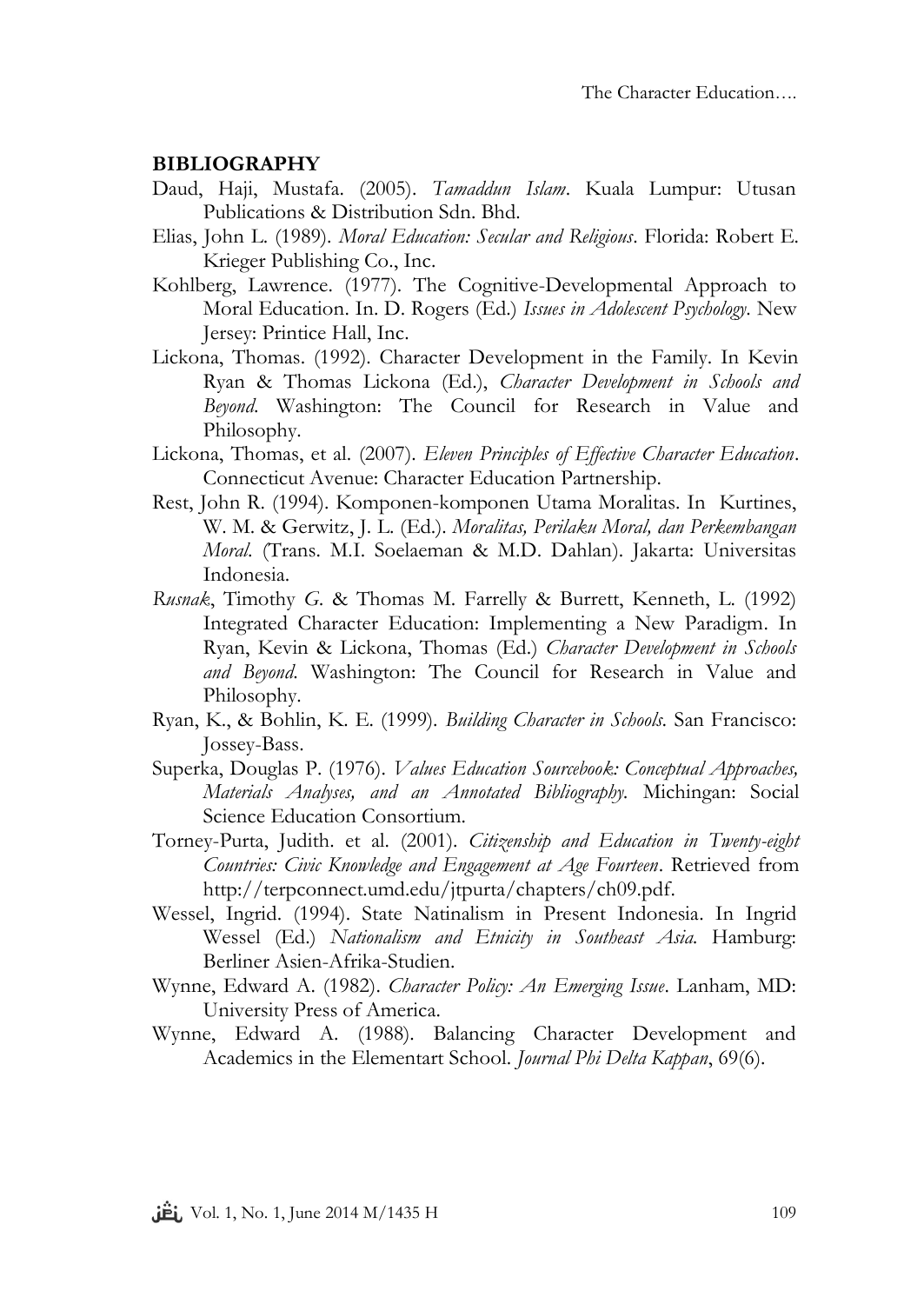**BIBLIOGRAPHY**

Daud, Haji, Mustafa. (2005). *Tamaddun Islam*. Kuala Lumpur: Utusan Publications & Distribution Sdn. Bhd.

Elias, John L. (1989). *Moral Education: Secular and Religious*. Florida: Robert E. Krieger Publishing Co., Inc.

Kohlberg, Lawrence. (1977). The Cognitive-Developmental Approach to Moral Education. In. D. Rogers (Ed.) *Issues in Adolescent Psychology*. New Jersey: Printice Hall, Inc.

Lickona, Thomas. (1992). Character Development in the Family. In Kevin Ryan & Thomas Lickona (Ed.), *Character Development in Schools and Beyond*. Washington: The Council for Research in Value and Philosophy.

Lickona, Thomas, et al. (2007). *Eleven Principles of Effective Character Education*. Connecticut Avenue: Character Education Partnership.

Rest, John R. (1994). Komponen-komponen Utama Moralitas. In Kurtines, W. M. & Gerwitz, J. L. (Ed.). *Moralitas, Perilaku Moral, dan Perkembangan Moral*. (Trans. M.I. Soelaeman & M.D. Dahlan). Jakarta: Universitas Indonesia.

*Rusnak*, Timothy G. & Thomas M. Farrelly & Burrett, Kenneth, L. (1992) Integrated Character Education: Implementing a New Paradigm. In Ryan, Kevin & Lickona, Thomas (Ed.) *Character Development in Schools and Beyond*. Washington: The Council for Research in Value and Philosophy.

Ryan, K., & Bohlin, K. E. (1999). *Building Character in Schools*. San Francisco: Jossey-Bass.

Superka, Douglas P. (1976). *Values Education Sourcebook: Conceptual Approaches, Materials Analyses, and an Annotated Bibliography*. Michingan: Social Science Education Consortium.

Torney-Purta, Judith. et al. (2001). *Citizenship and Education in Twenty-eight Countries: Civic Knowledge and Engagement at Age Fourteen*. Retrieved from http://terpconnect.umd.edu/jtpurta/chapters/ch09.pdf.

Wessel, Ingrid. (1994). State Natinalism in Present Indonesia. In Ingrid Wessel (Ed.) *Nationalism and Etnicity in Southeast Asia*. Hamburg: Berliner Asien-Afrika-Studien.

Wynne, Edward A. (1982). *Character Policy: An Emerging Issue*. Lanham, MD: University Press of America.

Wynne, Edward A. (1988). Balancing Character Development and Academics in the Elementart School. *Journal Phi Delta Kappan*, 69(6).